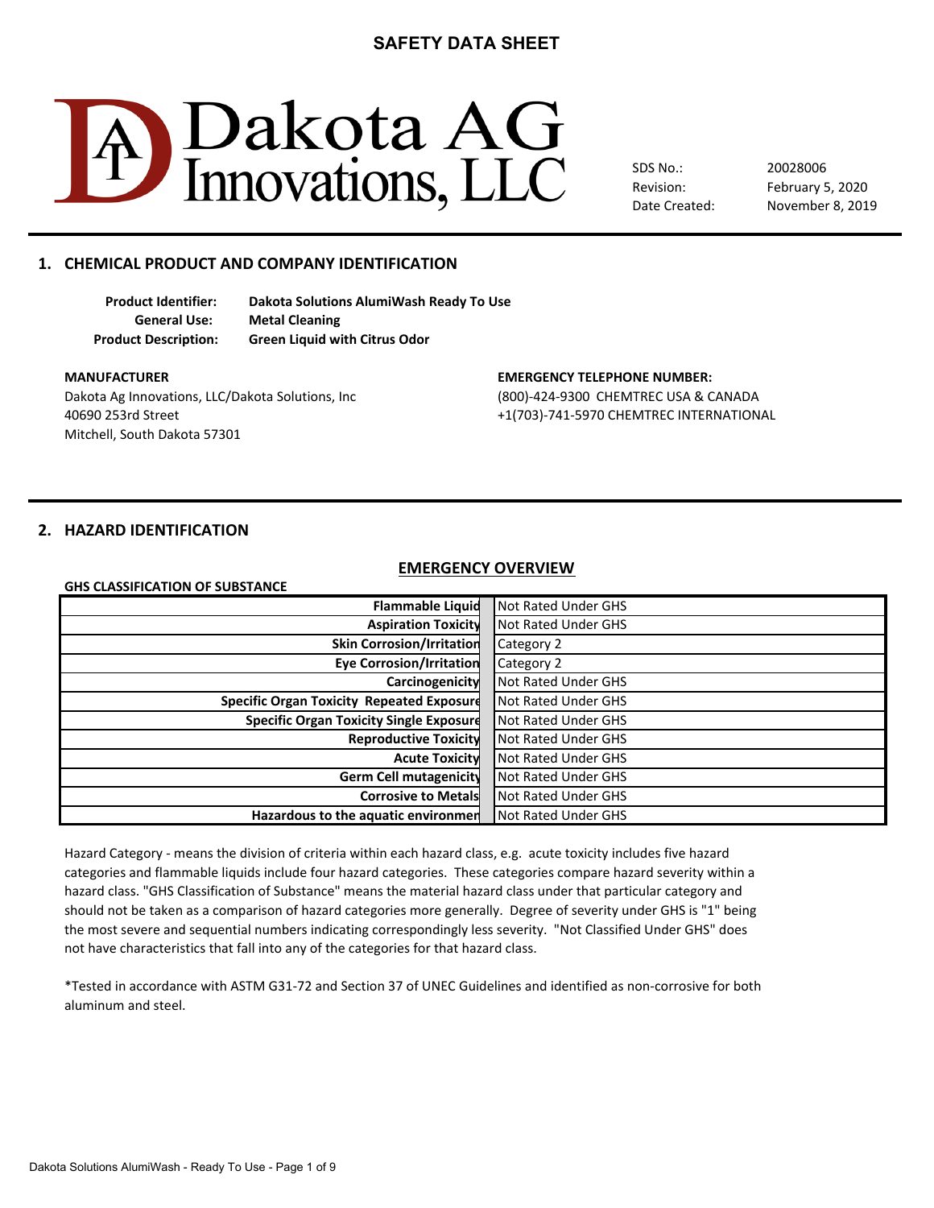# SAFETY DATA SHEET

Dakota AG Innovations, LLC

SDS No.: 20028006
Revision: February 5, 2020
Date Created: November 8, 2019

## 1. CHEMICAL PRODUCT AND COMPANY IDENTIFICATION

**Product Identifier:** **Dakota Solutions AlumiWash Ready To Use**
**General Use:** **Metal Cleaning**
**Product Description:** **Green Liquid with Citrus Odor**

**MANUFACTURER**
Dakota Ag Innovations, LLC/Dakota Solutions, Inc
40690 253rd Street
Mitchell, South Dakota 57301

**EMERGENCY TELEPHONE NUMBER:**
(800)-424-9300 CHEMTREC USA & CANADA
+1(703)-741-5970 CHEMTREC INTERNATIONAL

## 2. HAZARD IDENTIFICATION

### EMERGENCY OVERVIEW

**GHS CLASSIFICATION OF SUBSTANCE**

| | |
|---|---|
| **Flammable Liquid** | Not Rated Under GHS |
| **Aspiration Toxicity** | Not Rated Under GHS |
| **Skin Corrosion/Irritation** | Category 2 |
| **Eye Corrosion/Irritation** | Category 2 |
| **Carcinogenicity** | Not Rated Under GHS |
| **Specific Organ Toxicity Repeated Exposure** | Not Rated Under GHS |
| **Specific Organ Toxicity Single Exposure** | Not Rated Under GHS |
| **Reproductive Toxicity** | Not Rated Under GHS |
| **Acute Toxicity** | Not Rated Under GHS |
| **Germ Cell mutagenicity** | Not Rated Under GHS |
| **Corrosive to Metals** | Not Rated Under GHS |
| **Hazardous to the aquatic environment** | Not Rated Under GHS |

Hazard Category - means the division of criteria within each hazard class, e.g. acute toxicity includes five hazard categories and flammable liquids include four hazard categories. These categories compare hazard severity within a hazard class. "GHS Classification of Substance" means the material hazard class under that particular category and should not be taken as a comparison of hazard categories more generally. Degree of severity under GHS is "1" being the most severe and sequential numbers indicating correspondingly less severity. "Not Classified Under GHS" does not have characteristics that fall into any of the categories for that hazard class.

*Tested in accordance with ASTM G31-72 and Section 37 of UNEC Guidelines and identified as non-corrosive for both aluminum and steel.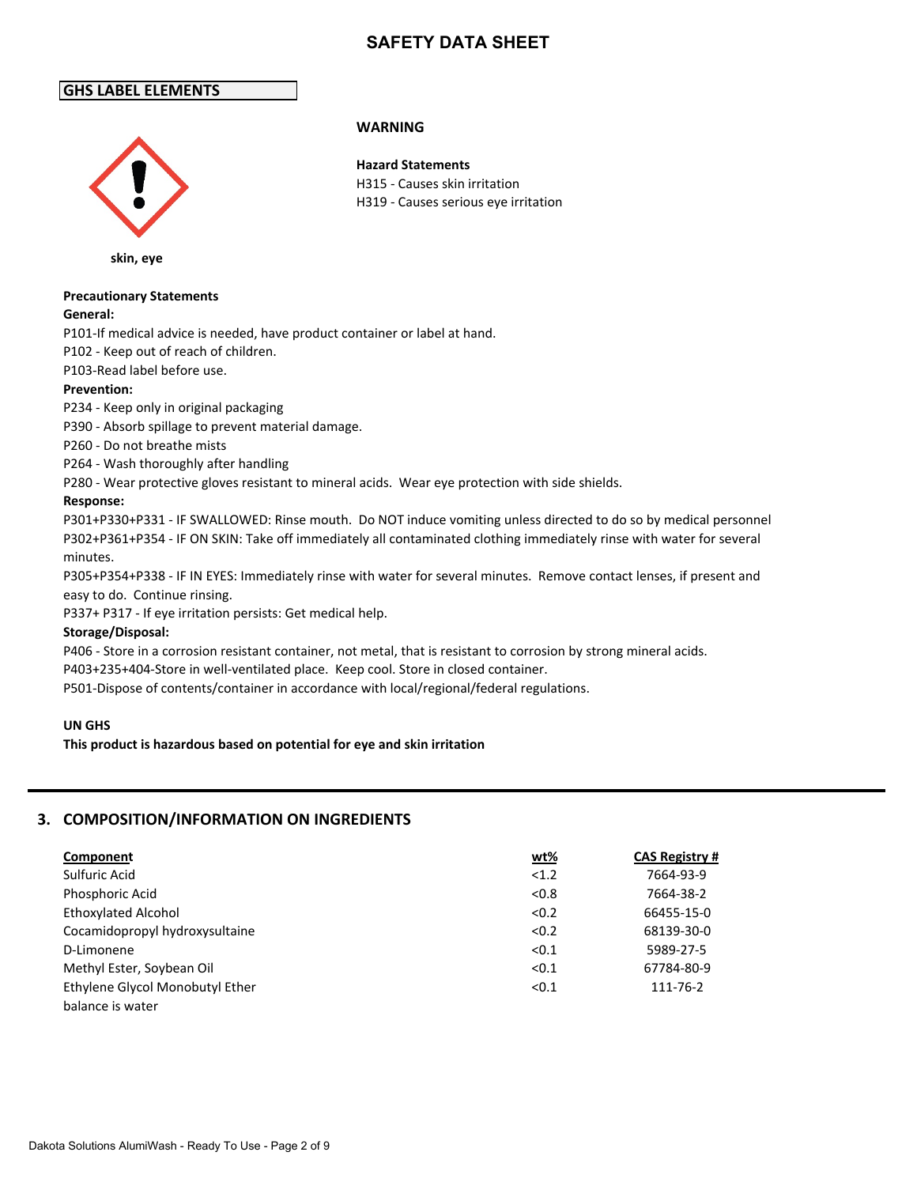# SAFETY DATA SHEET

## GHS LABEL ELEMENTS

**WARNING**

**Hazard Statements**

H315 - Causes skin irritation

H319 - Causes serious eye irritation

**skin, eye**

**Precautionary Statements**

**General:**

P101-If medical advice is needed, have product container or label at hand.

P102 - Keep out of reach of children.

P103-Read label before use.

**Prevention:**

P234 - Keep only in original packaging

P390 - Absorb spillage to prevent material damage.

P260 - Do not breathe mists

P264 - Wash thoroughly after handling

P280 - Wear protective gloves resistant to mineral acids. Wear eye protection with side shields.

**Response:**

P301+P330+P331 - IF SWALLOWED: Rinse mouth. Do NOT induce vomiting unless directed to do so by medical personnel

P302+P361+P354 - IF ON SKIN: Take off immediately all contaminated clothing immediately rinse with water for several minutes.

P305+P354+P338 - IF IN EYES: Immediately rinse with water for several minutes. Remove contact lenses, if present and easy to do. Continue rinsing.

P337+ P317 - If eye irritation persists: Get medical help.

**Storage/Disposal:**

P406 - Store in a corrosion resistant container, not metal, that is resistant to corrosion by strong mineral acids.

P403+235+404-Store in well-ventilated place. Keep cool. Store in closed container.

P501-Dispose of contents/container in accordance with local/regional/federal regulations.

**UN GHS**

**This product is hazardous based on potential for eye and skin irritation**

## 3. COMPOSITION/INFORMATION ON INGREDIENTS

| Component | wt% | CAS Registry # |
|---|---|---|
| Sulfuric Acid | <1.2 | 7664-93-9 |
| Phosphoric Acid | <0.8 | 7664-38-2 |
| Ethoxylated Alcohol | <0.2 | 66455-15-0 |
| Cocamidopropyl hydroxysultaine | <0.2 | 68139-30-0 |
| D-Limonene | <0.1 | 5989-27-5 |
| Methyl Ester, Soybean Oil | <0.1 | 67784-80-9 |
| Ethylene Glycol Monobutyl Ether | <0.1 | 111-76-2 |
| balance is water | | |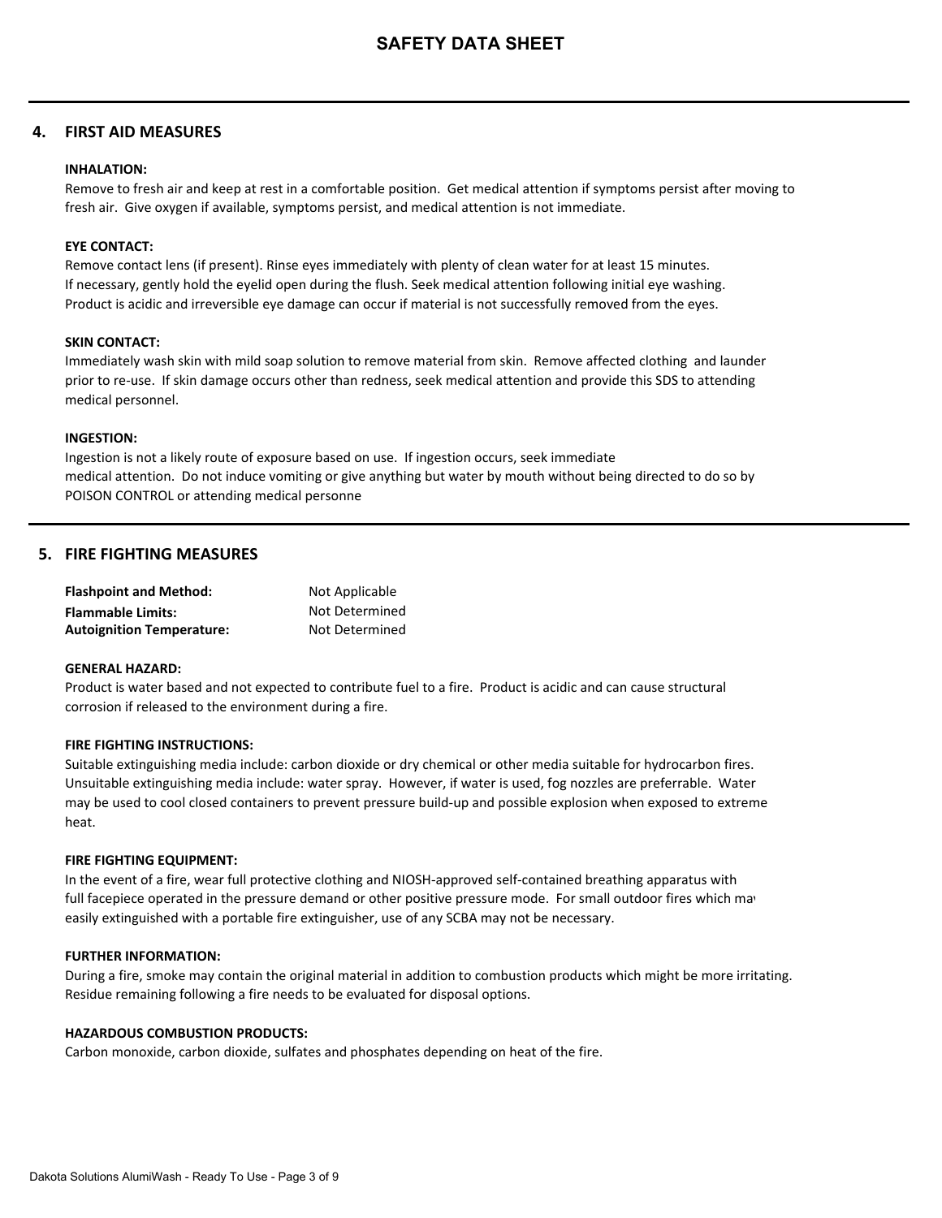# SAFETY DATA SHEET

## 4. FIRST AID MEASURES

**INHALATION:**

Remove to fresh air and keep at rest in a comfortable position. Get medical attention if symptoms persist after moving to fresh air. Give oxygen if available, symptoms persist, and medical attention is not immediate.

**EYE CONTACT:**

Remove contact lens (if present). Rinse eyes immediately with plenty of clean water for at least 15 minutes. If necessary, gently hold the eyelid open during the flush. Seek medical attention following initial eye washing. Product is acidic and irreversible eye damage can occur if material is not successfully removed from the eyes.

**SKIN CONTACT:**

Immediately wash skin with mild soap solution to remove material from skin. Remove affected clothing and launder prior to re-use. If skin damage occurs other than redness, seek medical attention and provide this SDS to attending medical personnel.

**INGESTION:**

Ingestion is not a likely route of exposure based on use. If ingestion occurs, seek immediate medical attention. Do not induce vomiting or give anything but water by mouth without being directed to do so by POISON CONTROL or attending medical personne

## 5. FIRE FIGHTING MEASURES

| | |
|---|---|
| **Flashpoint and Method:** | Not Applicable |
| **Flammable Limits:** | Not Determined |
| **Autoignition Temperature:** | Not Determined |

**GENERAL HAZARD:**

Product is water based and not expected to contribute fuel to a fire. Product is acidic and can cause structural corrosion if released to the environment during a fire.

**FIRE FIGHTING INSTRUCTIONS:**

Suitable extinguishing media include: carbon dioxide or dry chemical or other media suitable for hydrocarbon fires. Unsuitable extinguishing media include: water spray. However, if water is used, fog nozzles are preferrable. Water may be used to cool closed containers to prevent pressure build-up and possible explosion when exposed to extreme heat.

**FIRE FIGHTING EQUIPMENT:**

In the event of a fire, wear full protective clothing and NIOSH-approved self-contained breathing apparatus with full facepiece operated in the pressure demand or other positive pressure mode. For small outdoor fires which may easily extinguished with a portable fire extinguisher, use of any SCBA may not be necessary.

**FURTHER INFORMATION:**

During a fire, smoke may contain the original material in addition to combustion products which might be more irritating. Residue remaining following a fire needs to be evaluated for disposal options.

**HAZARDOUS COMBUSTION PRODUCTS:**

Carbon monoxide, carbon dioxide, sulfates and phosphates depending on heat of the fire.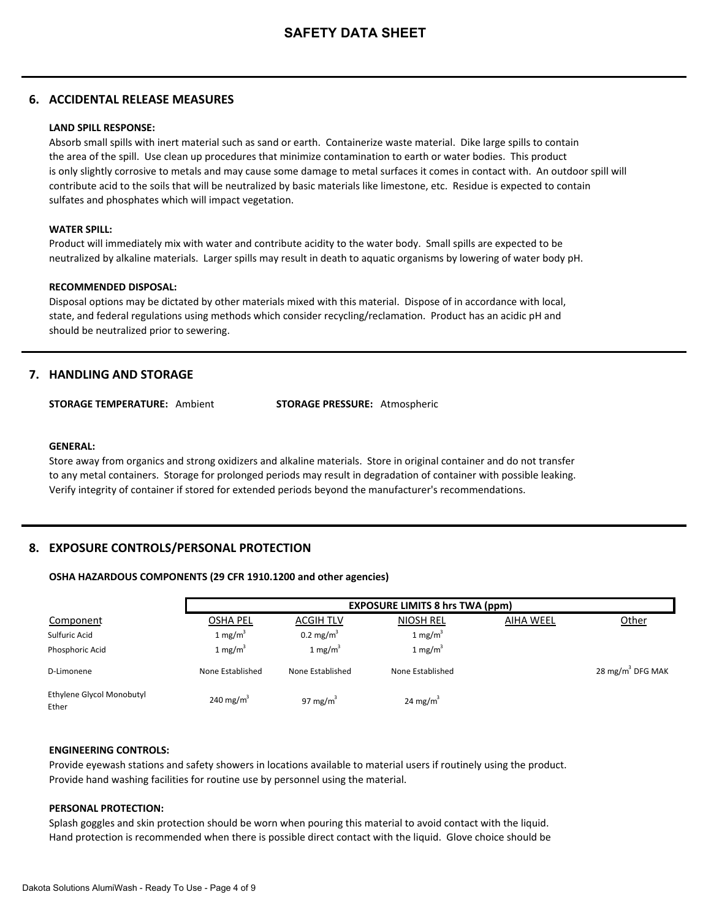# SAFETY DATA SHEET

## 6. ACCIDENTAL RELEASE MEASURES

**LAND SPILL RESPONSE:**

Absorb small spills with inert material such as sand or earth. Containerize waste material. Dike large spills to contain the area of the spill. Use clean up procedures that minimize contamination to earth or water bodies. This product is only slightly corrosive to metals and may cause some damage to metal surfaces it comes in contact with. An outdoor spill will contribute acid to the soils that will be neutralized by basic materials like limestone, etc. Residue is expected to contain sulfates and phosphates which will impact vegetation.

**WATER SPILL:**

Product will immediately mix with water and contribute acidity to the water body. Small spills are expected to be neutralized by alkaline materials. Larger spills may result in death to aquatic organisms by lowering of water body pH.

**RECOMMENDED DISPOSAL:**

Disposal options may be dictated by other materials mixed with this material. Dispose of in accordance with local, state, and federal regulations using methods which consider recycling/reclamation. Product has an acidic pH and should be neutralized prior to sewering.

## 7. HANDLING AND STORAGE

**STORAGE TEMPERATURE:** Ambient **STORAGE PRESSURE:** Atmospheric

**GENERAL:**

Store away from organics and strong oxidizers and alkaline materials. Store in original container and do not transfer to any metal containers. Storage for prolonged periods may result in degradation of container with possible leaking. Verify integrity of container if stored for extended periods beyond the manufacturer's recommendations.

## 8. EXPOSURE CONTROLS/PERSONAL PROTECTION

**OSHA HAZARDOUS COMPONENTS (29 CFR 1910.1200 and other agencies)**

| | EXPOSURE LIMITS 8 hrs TWA (ppm) | | | | |
|---|---|---|---|---|---|
| Component | OSHA PEL | ACGIH TLV | NIOSH REL | AIHA WEEL | Other |
| Sulfuric Acid | 1 mg/m$^3$ | 0.2 mg/m$^3$ | 1 mg/m$^3$ | | |
| Phosphoric Acid | 1 mg/m$^3$ | 1 mg/m$^3$ | 1 mg/m$^3$ | | |
| D-Limonene | None Established | None Established | None Established | | 28 mg/m$^3$ DFG MAK |
| Ethylene Glycol Monobutyl Ether | 240 mg/m$^3$ | 97 mg/m$^3$ | 24 mg/m$^3$ | | |

**ENGINEERING CONTROLS:**

Provide eyewash stations and safety showers in locations available to material users if routinely using the product. Provide hand washing facilities for routine use by personnel using the material.

**PERSONAL PROTECTION:**

Splash goggles and skin protection should be worn when pouring this material to avoid contact with the liquid. Hand protection is recommended when there is possible direct contact with the liquid. Glove choice should be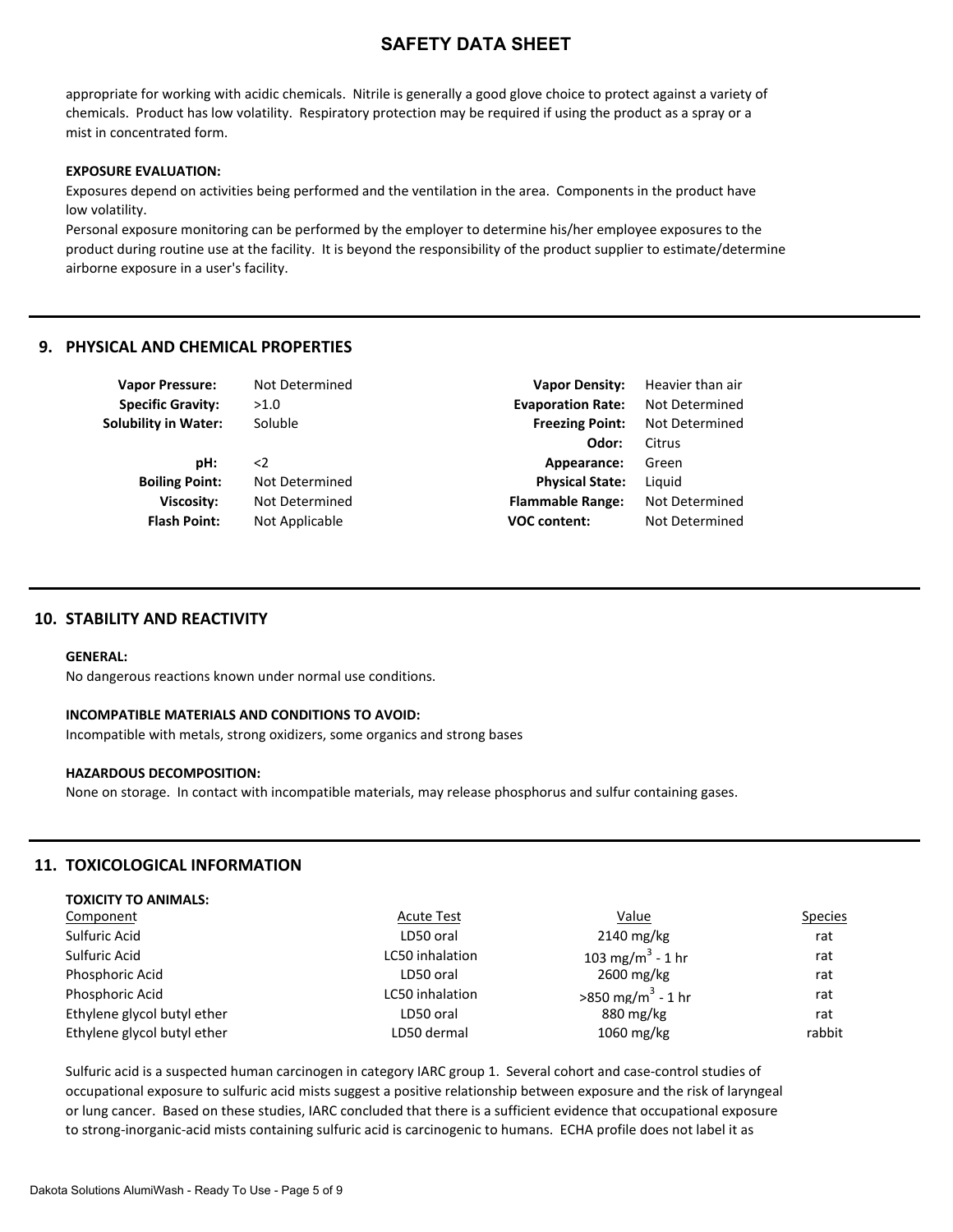appropriate for working with acidic chemicals. Nitrile is generally a good glove choice to protect against a variety of chemicals. Product has low volatility. Respiratory protection may be required if using the product as a spray or a mist in concentrated form.

**EXPOSURE EVALUATION:**

Exposures depend on activities being performed and the ventilation in the area. Components in the product have low volatility.

Personal exposure monitoring can be performed by the employer to determine his/her employee exposures to the product during routine use at the facility. It is beyond the responsibility of the product supplier to estimate/determine airborne exposure in a user's facility.

## 9. PHYSICAL AND CHEMICAL PROPERTIES

| Property | Value | Property | Value |
|---|---|---|---|
| **Vapor Pressure:** | Not Determined | **Vapor Density:** | Heavier than air |
| **Specific Gravity:** | >1.0 | **Evaporation Rate:** | Not Determined |
| **Solubility in Water:** | Soluble | **Freezing Point:** | Not Determined |
| | | **Odor:** | Citrus |
| **pH:** | <2 | **Appearance:** | Green |
| **Boiling Point:** | Not Determined | **Physical State:** | Liquid |
| **Viscosity:** | Not Determined | **Flammable Range:** | Not Determined |
| **Flash Point:** | Not Applicable | **VOC content:** | Not Determined |

## 10. STABILITY AND REACTIVITY

**GENERAL:**

No dangerous reactions known under normal use conditions.

**INCOMPATIBLE MATERIALS AND CONDITIONS TO AVOID:**

Incompatible with metals, strong oxidizers, some organics and strong bases

**HAZARDOUS DECOMPOSITION:**

None on storage. In contact with incompatible materials, may release phosphorus and sulfur containing gases.

## 11. TOXICOLOGICAL INFORMATION

**TOXICITY TO ANIMALS:**

| Component | Acute Test | Value | Species |
|---|---|---|---|
| Sulfuric Acid | LD50 oral | 2140 mg/kg | rat |
| Sulfuric Acid | LC50 inhalation | 103 $mg/m^3$ - 1 hr | rat |
| Phosphoric Acid | LD50 oral | 2600 mg/kg | rat |
| Phosphoric Acid | LC50 inhalation | >850 $mg/m^3$ - 1 hr | rat |
| Ethylene glycol butyl ether | LD50 oral | 880 mg/kg | rat |
| Ethylene glycol butyl ether | LD50 dermal | 1060 mg/kg | rabbit |

Sulfuric acid is a suspected human carcinogen in category IARC group 1. Several cohort and case-control studies of occupational exposure to sulfuric acid mists suggest a positive relationship between exposure and the risk of laryngeal or lung cancer. Based on these studies, IARC concluded that there is a sufficient evidence that occupational exposure to strong-inorganic-acid mists containing sulfuric acid is carcinogenic to humans. ECHA profile does not label it as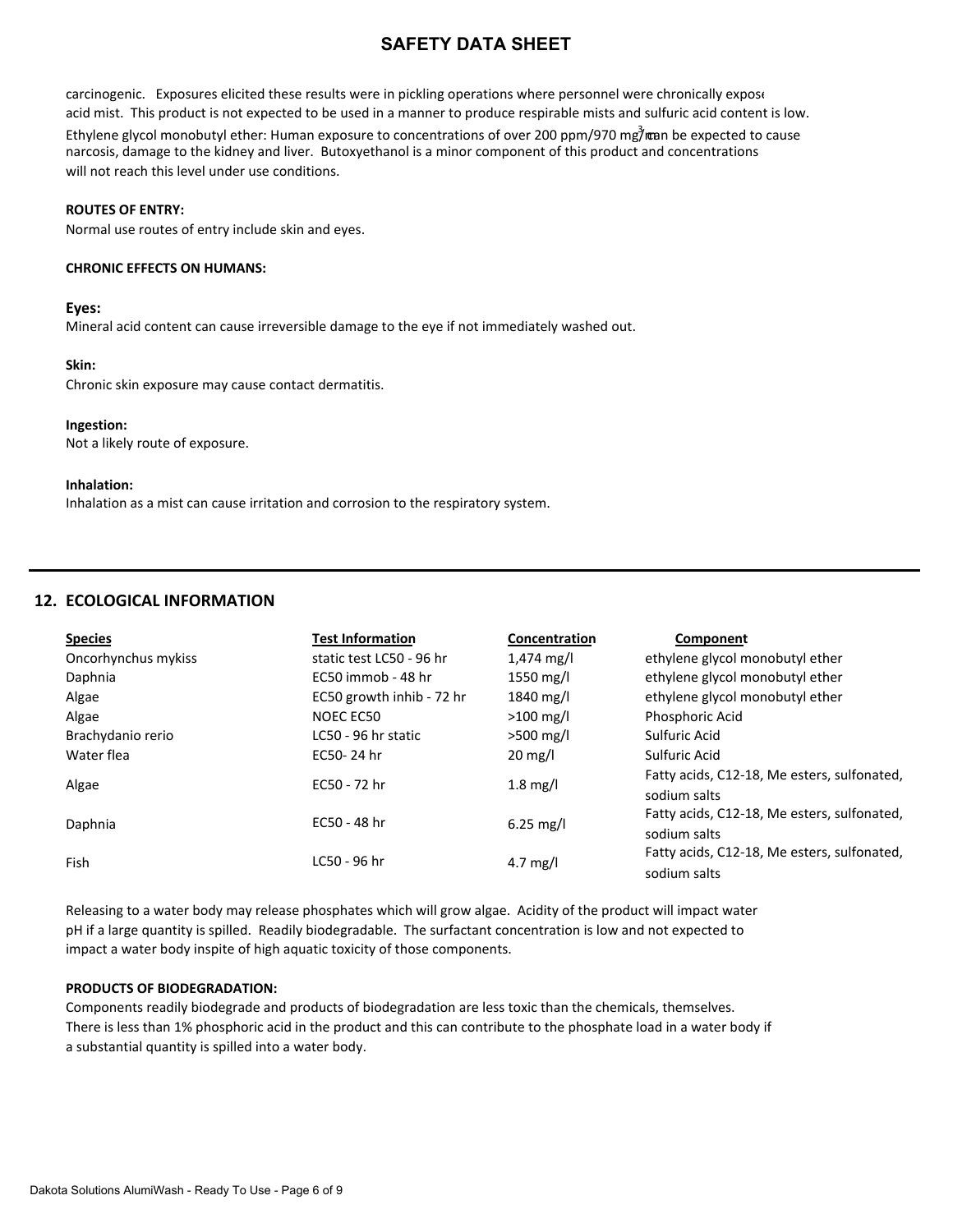carcinogenic. Exposures elicited these results were in pickling operations where personnel were chronically expose acid mist. This product is not expected to be used in a manner to produce respirable mists and sulfuric acid content is low. Ethylene glycol monobutyl ether: Human exposure to concentrations of over 200 ppm/970 mg/m$^3$ can be expected to cause narcosis, damage to the kidney and liver. Butoxyethanol is a minor component of this product and concentrations will not reach this level under use conditions.

**ROUTES OF ENTRY:**

Normal use routes of entry include skin and eyes.

**CHRONIC EFFECTS ON HUMANS:**

**Eyes:**

Mineral acid content can cause irreversible damage to the eye if not immediately washed out.

**Skin:**

Chronic skin exposure may cause contact dermatitis.

**Ingestion:**

Not a likely route of exposure.

**Inhalation:**

Inhalation as a mist can cause irritation and corrosion to the respiratory system.

## 12. ECOLOGICAL INFORMATION

| Species | Test Information | Concentration | Component |
|---|---|---|---|
| Oncorhynchus mykiss | static test LC50 - 96 hr | 1,474 mg/l | ethylene glycol monobutyl ether |
| Daphnia | EC50 immob - 48 hr | 1550 mg/l | ethylene glycol monobutyl ether |
| Algae | EC50 growth inhib - 72 hr | 1840 mg/l | ethylene glycol monobutyl ether |
| Algae | NOEC EC50 | >100 mg/l | Phosphoric Acid |
| Brachydanio rerio | LC50 - 96 hr static | >500 mg/l | Sulfuric Acid |
| Water flea | EC50- 24 hr | 20 mg/l | Sulfuric Acid |
| Algae | EC50 - 72 hr | 1.8 mg/l | Fatty acids, C12-18, Me esters, sulfonated, sodium salts |
| Daphnia | EC50 - 48 hr | 6.25 mg/l | Fatty acids, C12-18, Me esters, sulfonated, sodium salts |
| Fish | LC50 - 96 hr | 4.7 mg/l | Fatty acids, C12-18, Me esters, sulfonated, sodium salts |

Releasing to a water body may release phosphates which will grow algae. Acidity of the product will impact water pH if a large quantity is spilled. Readily biodegradable. The surfactant concentration is low and not expected to impact a water body inspite of high aquatic toxicity of those components.

**PRODUCTS OF BIODEGRADATION:**

Components readily biodegrade and products of biodegradation are less toxic than the chemicals, themselves. There is less than 1% phosphoric acid in the product and this can contribute to the phosphate load in a water body if a substantial quantity is spilled into a water body.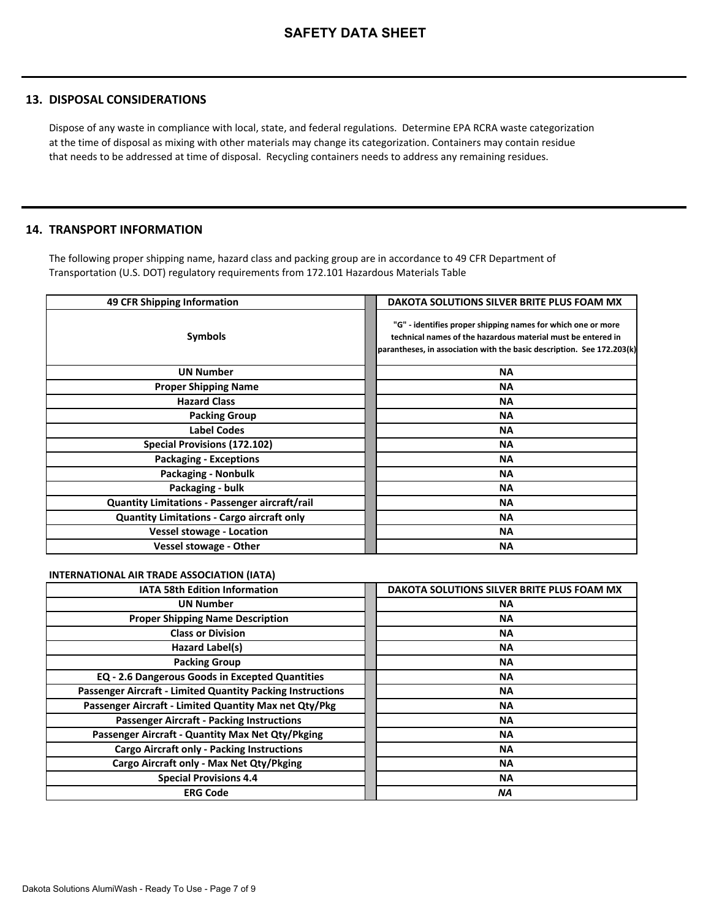## 13. DISPOSAL CONSIDERATIONS

Dispose of any waste in compliance with local, state, and federal regulations. Determine EPA RCRA waste categorization at the time of disposal as mixing with other materials may change its categorization. Containers may contain residue that needs to be addressed at time of disposal. Recycling containers needs to address any remaining residues.

## 14. TRANSPORT INFORMATION

The following proper shipping name, hazard class and packing group are in accordance to 49 CFR Department of Transportation (U.S. DOT) regulatory requirements from 172.101 Hazardous Materials Table

| 49 CFR Shipping Information | DAKOTA SOLUTIONS SILVER BRITE PLUS FOAM MX |
|---|---|
| Symbols | "G" - identifies proper shipping names for which one or more technical names of the hazardous material must be entered in parantheses, in association with the basic description. See 172.203(k) |
| UN Number | NA |
| Proper Shipping Name | NA |
| Hazard Class | NA |
| Packing Group | NA |
| Label Codes | NA |
| Special Provisions (172.102) | NA |
| Packaging - Exceptions | NA |
| Packaging - Nonbulk | NA |
| Packaging - bulk | NA |
| Quantity Limitations - Passenger aircraft/rail | NA |
| Quantity Limitations - Cargo aircraft only | NA |
| Vessel stowage - Location | NA |
| Vessel stowage - Other | NA |

**INTERNATIONAL AIR TRADE ASSOCIATION (IATA)**

| IATA 58th Edition Information | DAKOTA SOLUTIONS SILVER BRITE PLUS FOAM MX |
|---|---|
| UN Number | NA |
| Proper Shipping Name Description | NA |
| Class or Division | NA |
| Hazard Label(s) | NA |
| Packing Group | NA |
| EQ - 2.6 Dangerous Goods in Excepted Quantities | NA |
| Passenger Aircraft - Limited Quantity Packing Instructions | NA |
| Passenger Aircraft - Limited Quantity Max net Qty/Pkg | NA |
| Passenger Aircraft - Packing Instructions | NA |
| Passenger Aircraft - Quantity Max Net Qty/Pkging | NA |
| Cargo Aircraft only - Packing Instructions | NA |
| Cargo Aircraft only - Max Net Qty/Pkging | NA |
| Special Provisions 4.4 | NA |
| ERG Code | *NA* |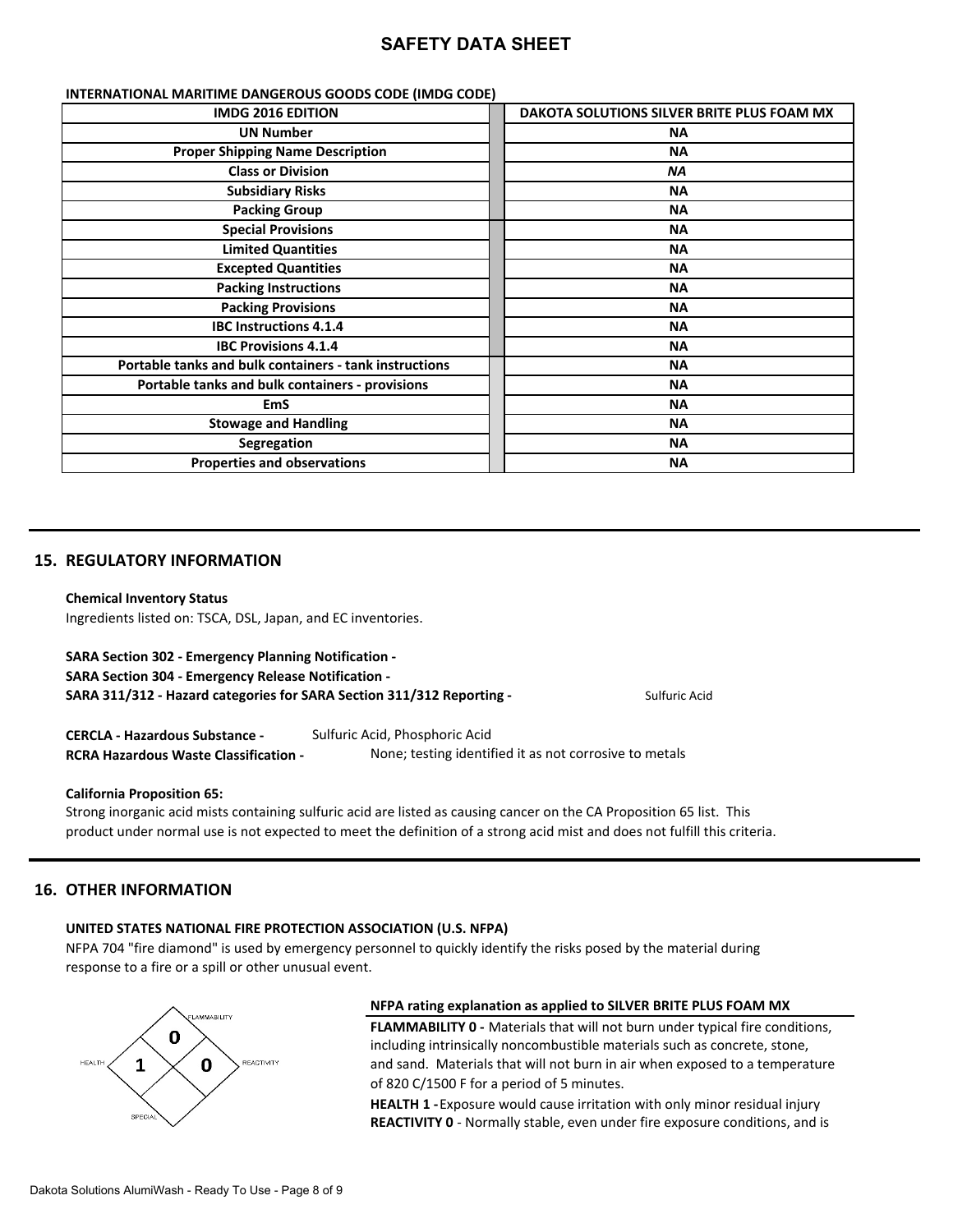# SAFETY DATA SHEET

**INTERNATIONAL MARITIME DANGEROUS GOODS CODE (IMDG CODE)**

| IMDG 2016 EDITION | DAKOTA SOLUTIONS SILVER BRITE PLUS FOAM MX |
|---|---|
| UN Number | NA |
| Proper Shipping Name Description | NA |
| Class or Division | *NA* |
| Subsidiary Risks | NA |
| Packing Group | NA |
| Special Provisions | NA |
| Limited Quantities | NA |
| Excepted Quantities | NA |
| Packing Instructions | NA |
| Packing Provisions | NA |
| IBC Instructions 4.1.4 | NA |
| IBC Provisions 4.1.4 | NA |
| Portable tanks and bulk containers - tank instructions | NA |
| Portable tanks and bulk containers - provisions | NA |
| EmS | NA |
| Stowage and Handling | NA |
| Segregation | NA |
| Properties and observations | NA |

## 15. REGULATORY INFORMATION

**Chemical Inventory Status**
Ingredients listed on: TSCA, DSL, Japan, and EC inventories.

**SARA Section 302 - Emergency Planning Notification -**
**SARA Section 304 - Emergency Release Notification -**
**SARA 311/312 - Hazard categories for SARA Section 311/312 Reporting -** Sulfuric Acid

**CERCLA - Hazardous Substance -** Sulfuric Acid, Phosphoric Acid
**RCRA Hazardous Waste Classification -** None; testing identified it as not corrosive to metals

**California Proposition 65:**
Strong inorganic acid mists containing sulfuric acid are listed as causing cancer on the CA Proposition 65 list. This product under normal use is not expected to meet the definition of a strong acid mist and does not fulfill this criteria.

## 16. OTHER INFORMATION

**UNITED STATES NATIONAL FIRE PROTECTION ASSOCIATION (U.S. NFPA)**
NFPA 704 "fire diamond" is used by emergency personnel to quickly identify the risks posed by the material during response to a fire or a spill or other unusual event.

FLAMMABILITY 0
HEALTH 1
REACTIVITY 0
SPECIAL

**NFPA rating explanation as applied to SILVER BRITE PLUS FOAM MX**

**FLAMMABILITY 0 -** Materials that will not burn under typical fire conditions, including intrinsically noncombustible materials such as concrete, stone, and sand. Materials that will not burn in air when exposed to a temperature of 820 C/1500 F for a period of 5 minutes.

**HEALTH 1 -** Exposure would cause irritation with only minor residual injury

**REACTIVITY 0** - Normally stable, even under fire exposure conditions, and is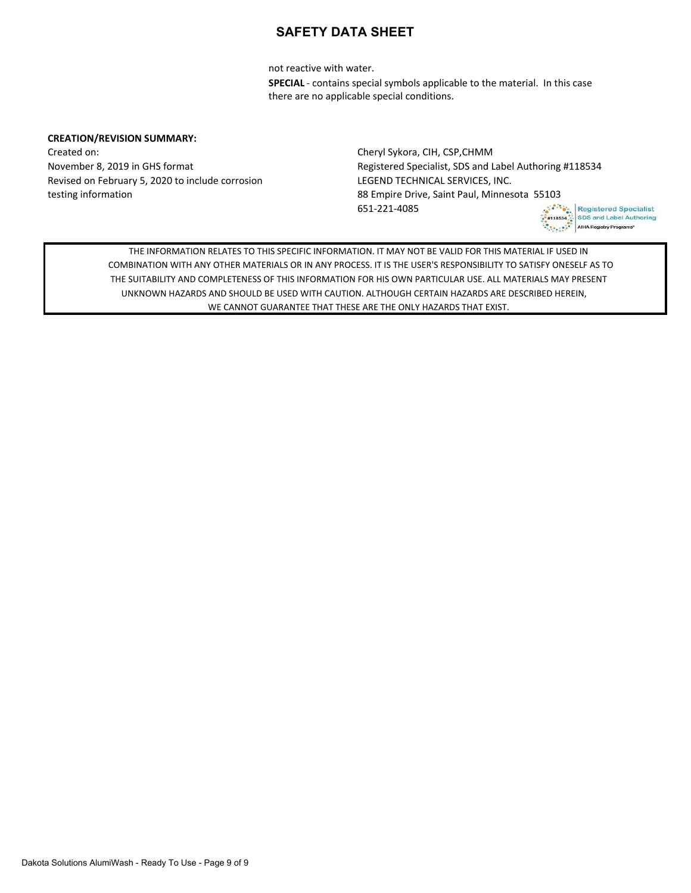not reactive with water.

**SPECIAL** - contains special symbols applicable to the material. In this case there are no applicable special conditions.

**CREATION/REVISION SUMMARY:**

Created on:
November 8, 2019 in GHS format
Revised on February 5, 2020 to include corrosion testing information

Cheryl Sykora, CIH, CSP,CHMM
Registered Specialist, SDS and Label Authoring #118534
LEGEND TECHNICAL SERVICES, INC.
88 Empire Drive, Saint Paul, Minnesota 55103
651-221-4085

Registered Specialist
SDS and Label Authoring
AIHA Registry Programs®

THE INFORMATION RELATES TO THIS SPECIFIC INFORMATION. IT MAY NOT BE VALID FOR THIS MATERIAL IF USED IN COMBINATION WITH ANY OTHER MATERIALS OR IN ANY PROCESS. IT IS THE USER'S RESPONSIBILITY TO SATISFY ONESELF AS TO THE SUITABILITY AND COMPLETENESS OF THIS INFORMATION FOR HIS OWN PARTICULAR USE. ALL MATERIALS MAY PRESENT UNKNOWN HAZARDS AND SHOULD BE USED WITH CAUTION. ALTHOUGH CERTAIN HAZARDS ARE DESCRIBED HEREIN, WE CANNOT GUARANTEE THAT THESE ARE THE ONLY HAZARDS THAT EXIST.